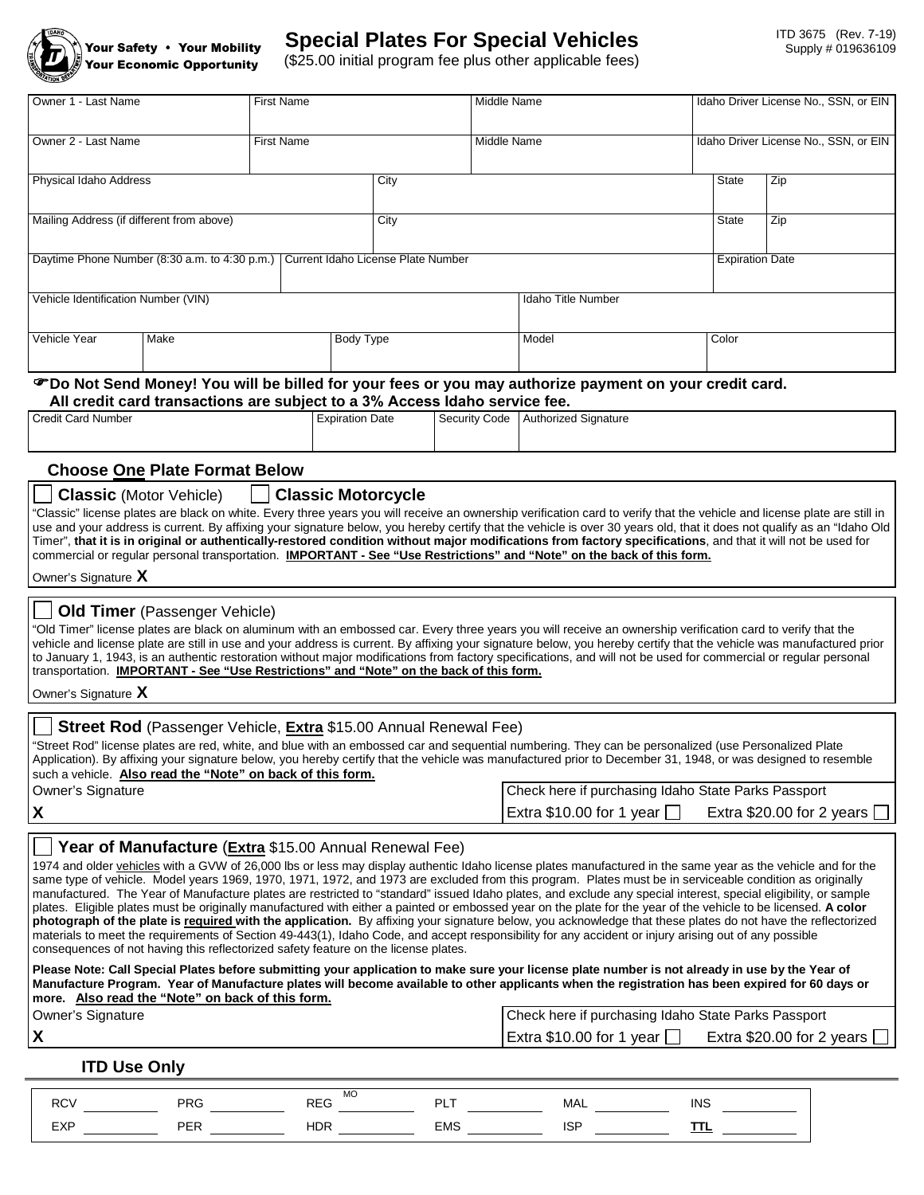Your Safety • Your Mobility Your Economic Opportunity

# Special Plates For Special Vehicles

($25.00 initial program fee plus other applicable fees)

ITD 3675 (Rev. 7-19)
Supply # 019636109

| Owner 1 - Last Name | First Name | Middle Name | Idaho Driver License No., SSN, or EIN |
|---|---|---|---|
| | | | |

| Owner 2 - Last Name | First Name | Middle Name | Idaho Driver License No., SSN, or EIN |
|---|---|---|---|
| | | | |

| Physical Idaho Address | City | State | Zip |
|---|---|---|---|
| | | | |

| Mailing Address (if different from above) | City | State | Zip |
|---|---|---|---|
| | | | |

| Daytime Phone Number (8:30 a.m. to 4:30 p.m.) | Current Idaho License Plate Number | Expiration Date |
|---|---|---|
| | | |

| Vehicle Identification Number (VIN) | Idaho Title Number |
|---|---|
| | |

| Vehicle Year | Make | Body Type | Model | Color |
|---|---|---|---|---|
| | | | | |

☞**Do Not Send Money! You will be billed for your fees or you may authorize payment on your credit card. All credit card transactions are subject to a 3% Access Idaho service fee.**

| Credit Card Number | Expiration Date | Security Code | Authorized Signature |
|---|---|---|---|
| | | | |

## Choose One Plate Format Below

☐ **Classic** (Motor Vehicle) ☐ **Classic Motorcycle**

"Classic" license plates are black on white. Every three years you will receive an ownership verification card to verify that the vehicle and license plate are still in use and your address is current. By affixing your signature below, you hereby certify that the vehicle is over 30 years old, that it does not qualify as an "Idaho Old Timer", **that it is in original or authentically-restored condition without major modifications from factory specifications**, and that it will not be used for commercial or regular personal transportation. **IMPORTANT - See "Use Restrictions" and "Note" on the back of this form.**

Owner's Signature **X**

☐ **Old Timer** (Passenger Vehicle)

"Old Timer" license plates are black on aluminum with an embossed car. Every three years you will receive an ownership verification card to verify that the vehicle and license plate are still in use and your address is current. By affixing your signature below, you hereby certify that the vehicle was manufactured prior to January 1, 1943, is an authentic restoration without major modifications from factory specifications, and will not be used for commercial or regular personal transportation. **IMPORTANT - See "Use Restrictions" and "Note" on the back of this form.**

Owner's Signature **X**

☐ **Street Rod** (Passenger Vehicle, **Extra** $15.00 Annual Renewal Fee)

"Street Rod" license plates are red, white, and blue with an embossed car and sequential numbering. They can be personalized (use Personalized Plate Application). By affixing your signature below, you hereby certify that the vehicle was manufactured prior to December 31, 1948, or was designed to resemble such a vehicle. **Also read the "Note" on back of this form.**

| Owner's Signature | Check here if purchasing Idaho State Parks Passport |
|---|---|
| **X** | Extra $10.00 for 1 year ☐ Extra $20.00 for 2 years ☐ |

☐ **Year of Manufacture** (**Extra** $15.00 Annual Renewal Fee)

1974 and older vehicles with a GVW of 26,000 lbs or less may display authentic Idaho license plates manufactured in the same year as the vehicle and for the same type of vehicle. Model years 1969, 1970, 1971, 1972, and 1973 are excluded from this program. Plates must be in serviceable condition as originally manufactured. The Year of Manufacture plates are restricted to "standard" issued Idaho plates, and exclude any special interest, special eligibility, or sample plates. Eligible plates must be originally manufactured with either a painted or embossed year on the plate for the year of the vehicle to be licensed. **A color photograph of the plate is required with the application.** By affixing your signature below, you acknowledge that these plates do not have the reflectorized materials to meet the requirements of Section 49-443(1), Idaho Code, and accept responsibility for any accident or injury arising out of any possible consequences of not having this reflectorized safety feature on the license plates.

**Please Note: Call Special Plates before submitting your application to make sure your license plate number is not already in use by the Year of Manufacture Program. Year of Manufacture plates will become available to other applicants when the registration has been expired for 60 days or more. Also read the "Note" on back of this form.**

| Owner's Signature | Check here if purchasing Idaho State Parks Passport |
|---|---|
| **X** | Extra $10.00 for 1 year ☐ Extra $20.00 for 2 years ☐ |

### ITD Use Only

| RCV ____ | PRG ____ | REG (MO) ____ | PLT ____ | MAL ____ | INS ____ |
|---|---|---|---|---|---|
| EXP ____ | PER ____ | HDR ____ | EMS ____ | ISP ____ | TTL ____ |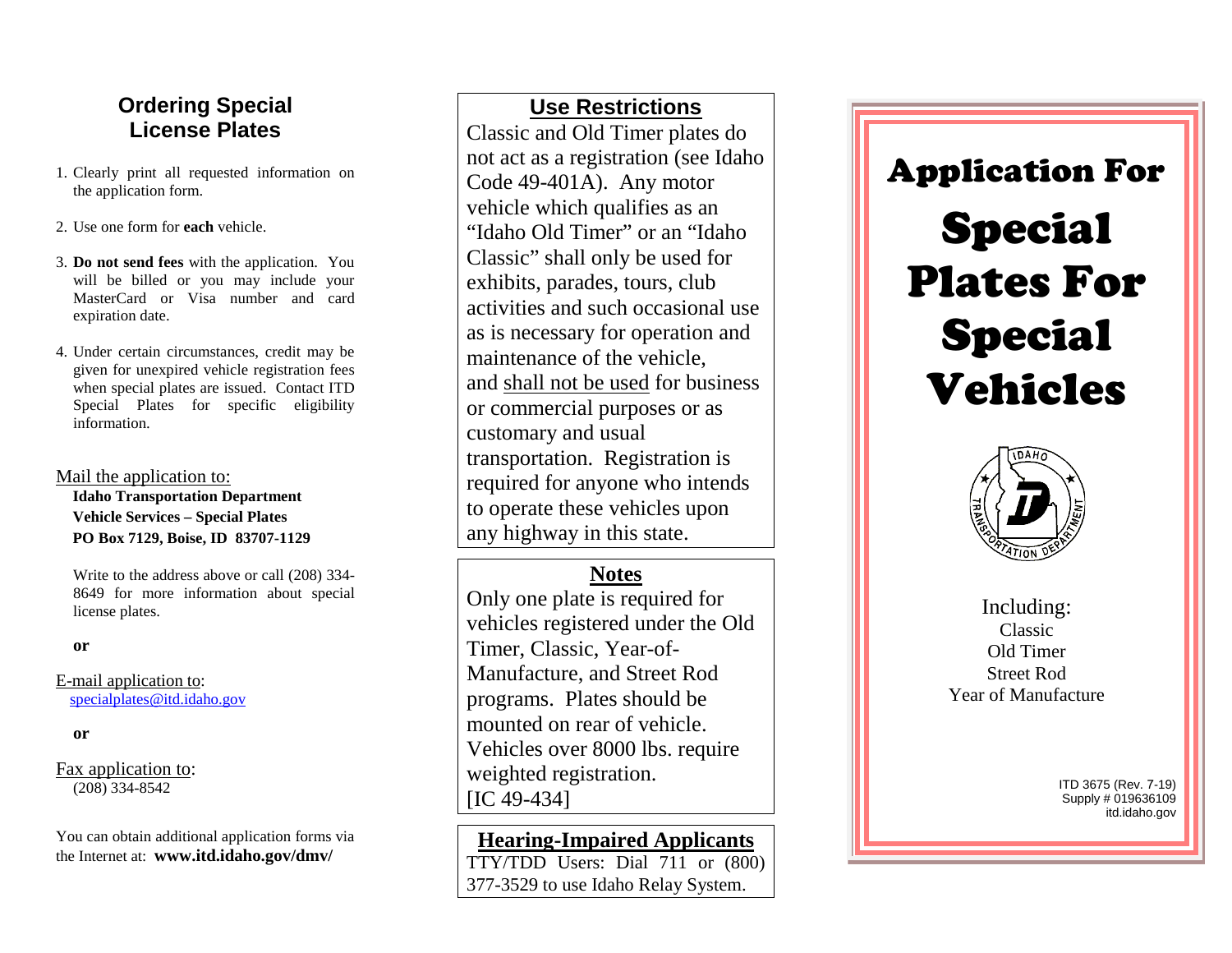## Ordering Special License Plates

1. Clearly print all requested information on the application form.
2. Use one form for **each** vehicle.
3. **Do not send fees** with the application. You will be billed or you may include your MasterCard or Visa number and card expiration date.
4. Under certain circumstances, credit may be given for unexpired vehicle registration fees when special plates are issued. Contact ITD Special Plates for specific eligibility information.

Mail the application to:

**Idaho Transportation Department**
**Vehicle Services – Special Plates**
**PO Box 7129, Boise, ID 83707-1129**

Write to the address above or call (208) 334-8649 for more information about special license plates.

**or**

E-mail application to:
specialplates@itd.idaho.gov

**or**

Fax application to:
(208) 334-8542

You can obtain additional application forms via the Internet at: **www.itd.idaho.gov/dmv/**

## Use Restrictions

Classic and Old Timer plates do not act as a registration (see Idaho Code 49-401A). Any motor vehicle which qualifies as an "Idaho Old Timer" or an "Idaho Classic" shall only be used for exhibits, parades, tours, club activities and such occasional use as is necessary for operation and maintenance of the vehicle, and shall not be used for business or commercial purposes or as customary and usual transportation. Registration is required for anyone who intends to operate these vehicles upon any highway in this state.

## Notes

Only one plate is required for vehicles registered under the Old Timer, Classic, Year-of-Manufacture, and Street Rod programs. Plates should be mounted on rear of vehicle. Vehicles over 8000 lbs. require weighted registration. [IC 49-434]

## Hearing-Impaired Applicants

TTY/TDD Users: Dial 711 or (800) 377-3529 to use Idaho Relay System.

# Application For Special Plates For Special Vehicles

IDAHO TRANSPORTATION DEPARTMENT

Including:
Classic
Old Timer
Street Rod
Year of Manufacture

ITD 3675 (Rev. 7-19)
Supply # 019636109
itd.idaho.gov